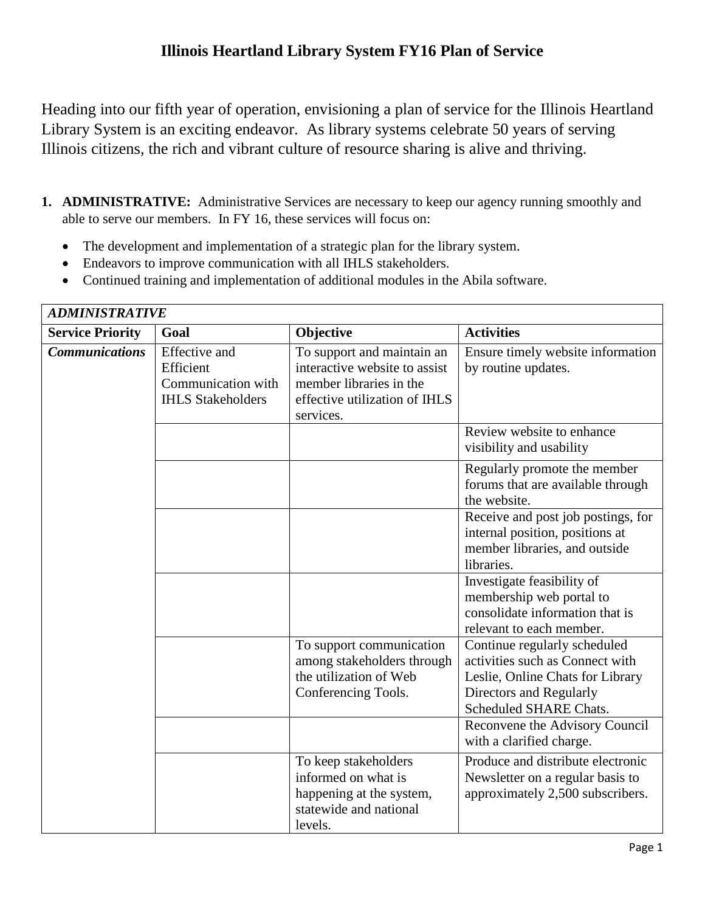# Illinois Heartland Library System FY16 Plan of Service

Heading into our fifth year of operation, envisioning a plan of service for the Illinois Heartland Library System is an exciting endeavor. As library systems celebrate 50 years of serving Illinois citizens, the rich and vibrant culture of resource sharing is alive and thriving.

1. **ADMINISTRATIVE:** Administrative Services are necessary to keep our agency running smoothly and able to serve our members. In FY 16, these services will focus on:

   - The development and implementation of a strategic plan for the library system.
   - Endeavors to improve communication with all IHLS stakeholders.
   - Continued training and implementation of additional modules in the Abila software.

| ***ADMINISTRATIVE*** | | | |
|---|---|---|---|
| **Service Priority** | **Goal** | **Objective** | **Activities** |
| ***Communications*** | Effective and Efficient Communication with IHLS Stakeholders | To support and maintain an interactive website to assist member libraries in the effective utilization of IHLS services. | Ensure timely website information by routine updates. |
| | | | Review website to enhance visibility and usability |
| | | | Regularly promote the member forums that are available through the website. |
| | | | Receive and post job postings, for internal position, positions at member libraries, and outside libraries. |
| | | | Investigate feasibility of membership web portal to consolidate information that is relevant to each member. |
| | | To support communication among stakeholders through the utilization of Web Conferencing Tools. | Continue regularly scheduled activities such as Connect with Leslie, Online Chats for Library Directors and Regularly Scheduled SHARE Chats. |
| | | | Reconvene the Advisory Council with a clarified charge. |
| | | To keep stakeholders informed on what is happening at the system, statewide and national levels. | Produce and distribute electronic Newsletter on a regular basis to approximately 2,500 subscribers. |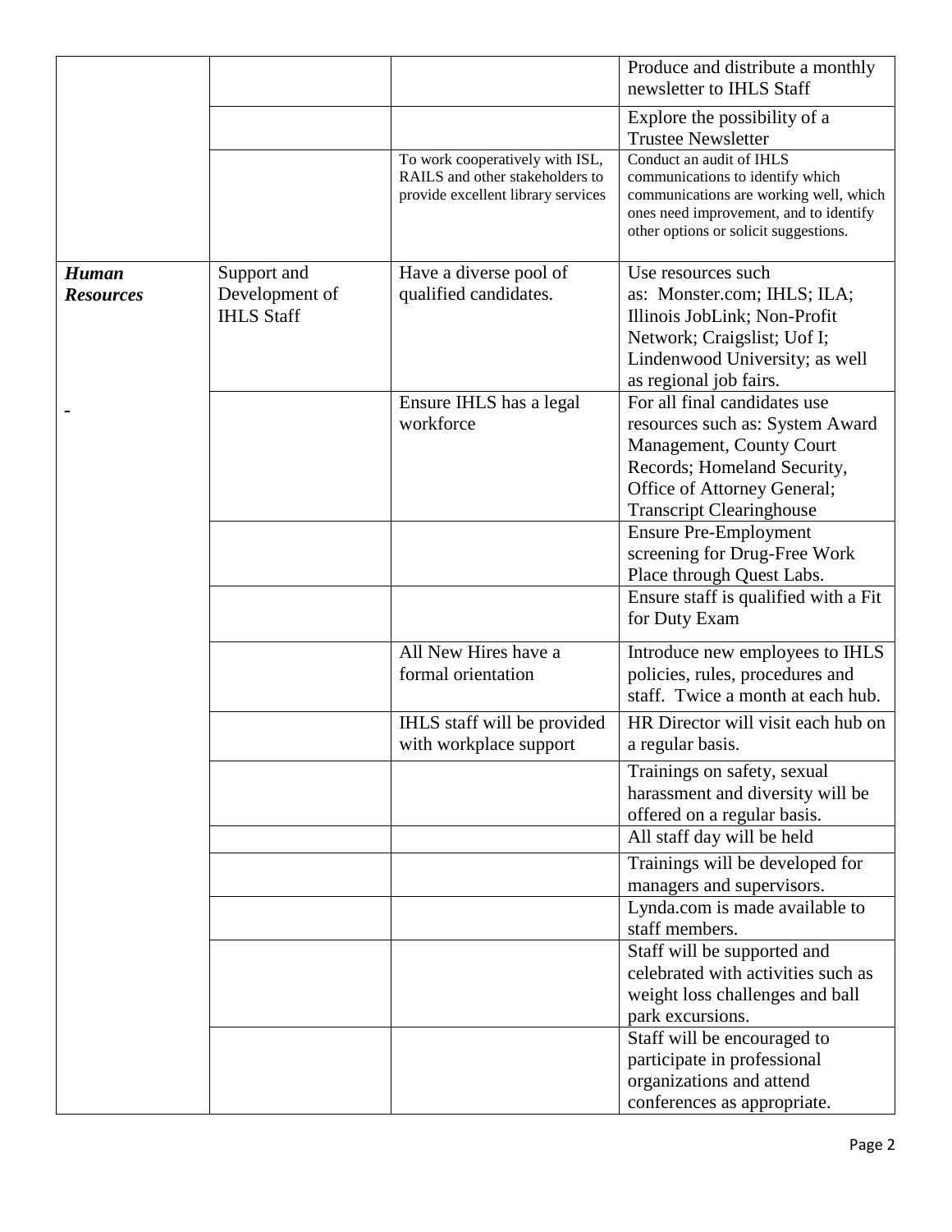| | | | |
|---|---|---|---|
| | | | Produce and distribute a monthly newsletter to IHLS Staff |
| | | | Explore the possibility of a Trustee Newsletter |
| | | To work cooperatively with ISL, RAILS and other stakeholders to provide excellent library services | Conduct an audit of IHLS communications to identify which communications are working well, which ones need improvement, and to identify other options or solicit suggestions. |
| ***Human Resources*** | Support and Development of IHLS Staff | Have a diverse pool of qualified candidates. | Use resources such as: Monster.com; IHLS; ILA; Illinois JobLink; Non-Profit Network; Craigslist; Uof I; Lindenwood University; as well as regional job fairs. |
| - | | Ensure IHLS has a legal workforce | For all final candidates use resources such as: System Award Management, County Court Records; Homeland Security, Office of Attorney General; Transcript Clearinghouse |
| | | | Ensure Pre-Employment screening for Drug-Free Work Place through Quest Labs. |
| | | | Ensure staff is qualified with a Fit for Duty Exam |
| | | All New Hires have a formal orientation | Introduce new employees to IHLS policies, rules, procedures and staff. Twice a month at each hub. |
| | | IHLS staff will be provided with workplace support | HR Director will visit each hub on a regular basis. |
| | | | Trainings on safety, sexual harassment and diversity will be offered on a regular basis. |
| | | | All staff day will be held |
| | | | Trainings will be developed for managers and supervisors. |
| | | | Lynda.com is made available to staff members. |
| | | | Staff will be supported and celebrated with activities such as weight loss challenges and ball park excursions. |
| | | | Staff will be encouraged to participate in professional organizations and attend conferences as appropriate. |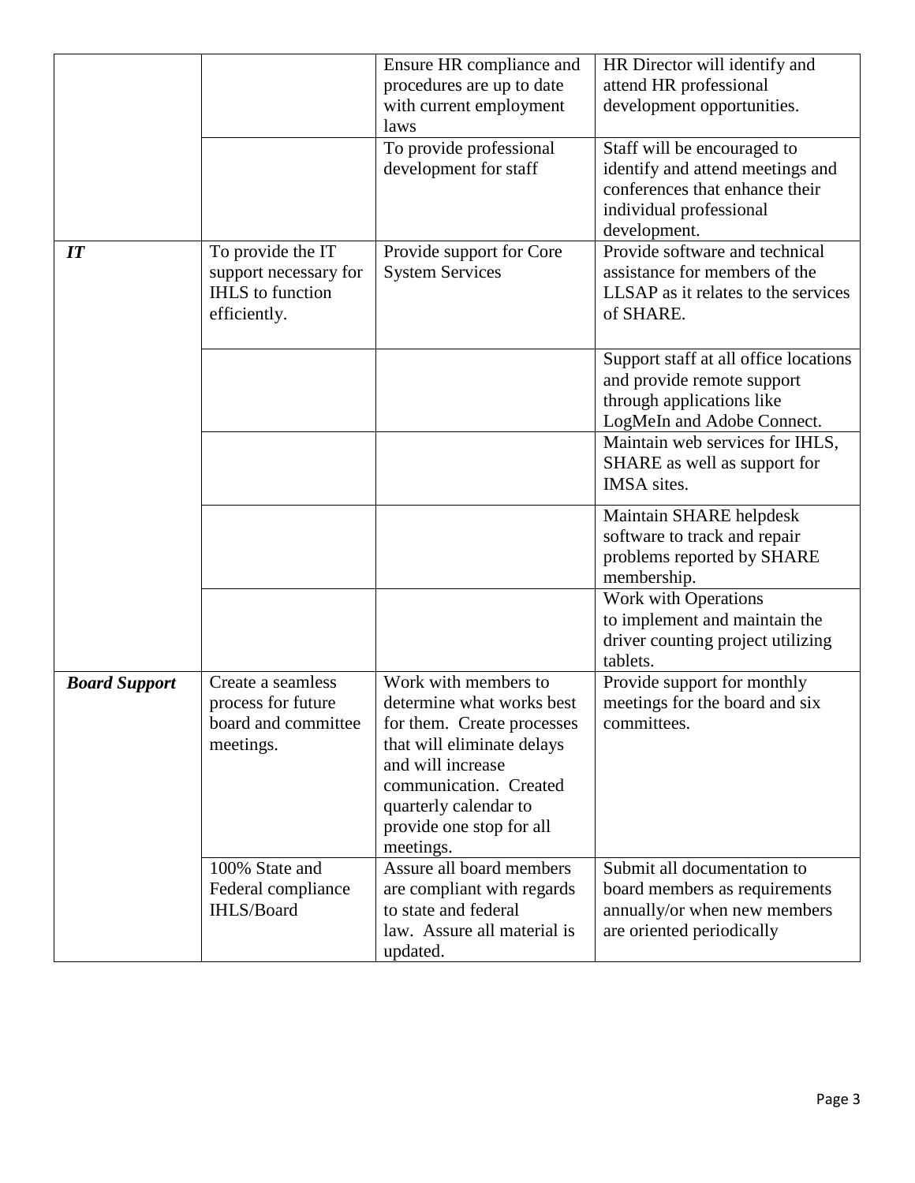| | | | |
|---|---|---|---|
| | | Ensure HR compliance and procedures are up to date with current employment laws | HR Director will identify and attend HR professional development opportunities. |
| | | To provide professional development for staff | Staff will be encouraged to identify and attend meetings and conferences that enhance their individual professional development. |
| ***IT*** | To provide the IT support necessary for IHLS to function efficiently. | Provide support for Core System Services | Provide software and technical assistance for members of the LLSAP as it relates to the services of SHARE. |
| | | | Support staff at all office locations and provide remote support through applications like LogMeIn and Adobe Connect. |
| | | | Maintain web services for IHLS, SHARE as well as support for IMSA sites. |
| | | | Maintain SHARE helpdesk software to track and repair problems reported by SHARE membership. |
| | | | Work with Operations to implement and maintain the driver counting project utilizing tablets. |
| ***Board Support*** | Create a seamless process for future board and committee meetings. | Work with members to determine what works best for them. Create processes that will eliminate delays and will increase communication. Created quarterly calendar to provide one stop for all meetings. | Provide support for monthly meetings for the board and six committees. |
| | 100% State and Federal compliance IHLS/Board | Assure all board members are compliant with regards to state and federal law. Assure all material is updated. | Submit all documentation to board members as requirements annually/or when new members are oriented periodically |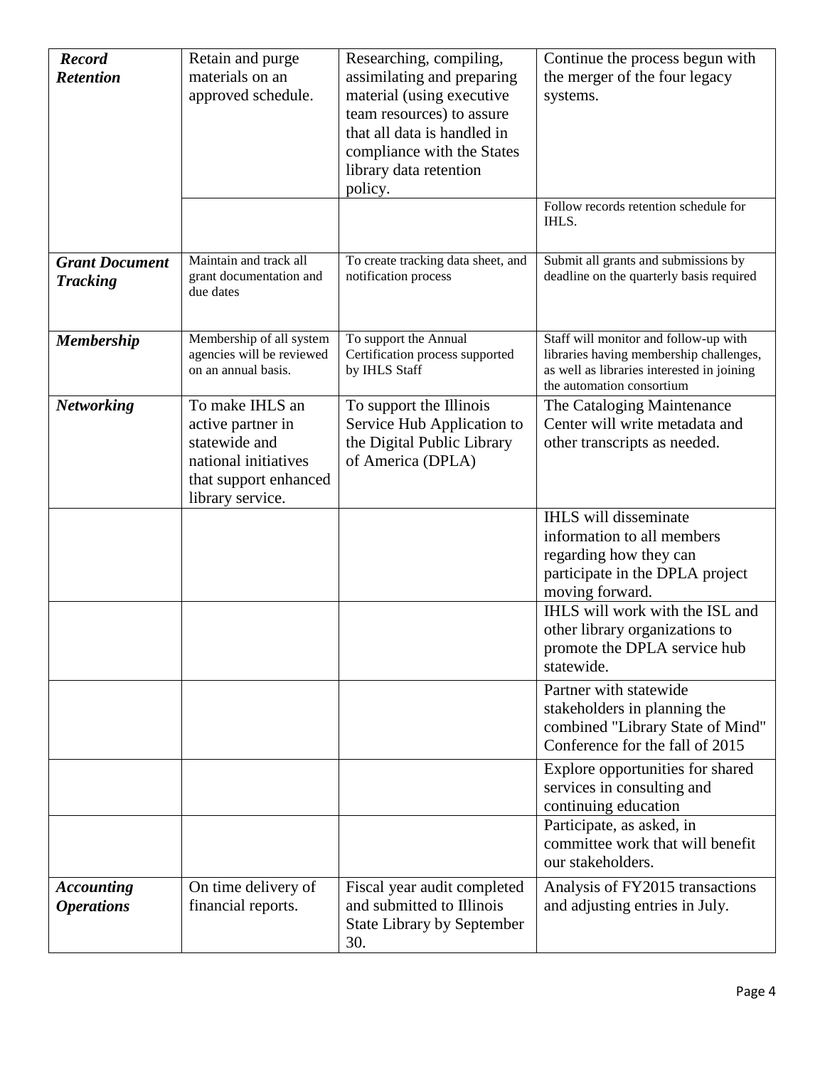| *Record Retention* | Retain and purge materials on an approved schedule. | Researching, compiling, assimilating and preparing material (using executive team resources) to assure that all data is handled in compliance with the States library data retention policy. | Continue the process begun with the merger of the four legacy systems. |
|---|---|---|---|
| | | | Follow records retention schedule for IHLS. |
| ***Grant Document Tracking*** | Maintain and track all grant documentation and due dates | To create tracking data sheet, and notification process | Submit all grants and submissions by deadline on the quarterly basis required |
| ***Membership*** | Membership of all system agencies will be reviewed on an annual basis. | To support the Annual Certification process supported by IHLS Staff | Staff will monitor and follow-up with libraries having membership challenges, as well as libraries interested in joining the automation consortium |
| ***Networking*** | To make IHLS an active partner in statewide and national initiatives that support enhanced library service. | To support the Illinois Service Hub Application to the Digital Public Library of America (DPLA) | The Cataloging Maintenance Center will write metadata and other transcripts as needed. |
| | | | IHLS will disseminate information to all members regarding how they can participate in the DPLA project moving forward. |
| | | | IHLS will work with the ISL and other library organizations to promote the DPLA service hub statewide. |
| | | | Partner with statewide stakeholders in planning the combined "Library State of Mind" Conference for the fall of 2015 |
| | | | Explore opportunities for shared services in consulting and continuing education |
| | | | Participate, as asked, in committee work that will benefit our stakeholders. |
| ***Accounting Operations*** | On time delivery of financial reports. | Fiscal year audit completed and submitted to Illinois State Library by September 30. | Analysis of FY2015 transactions and adjusting entries in July. |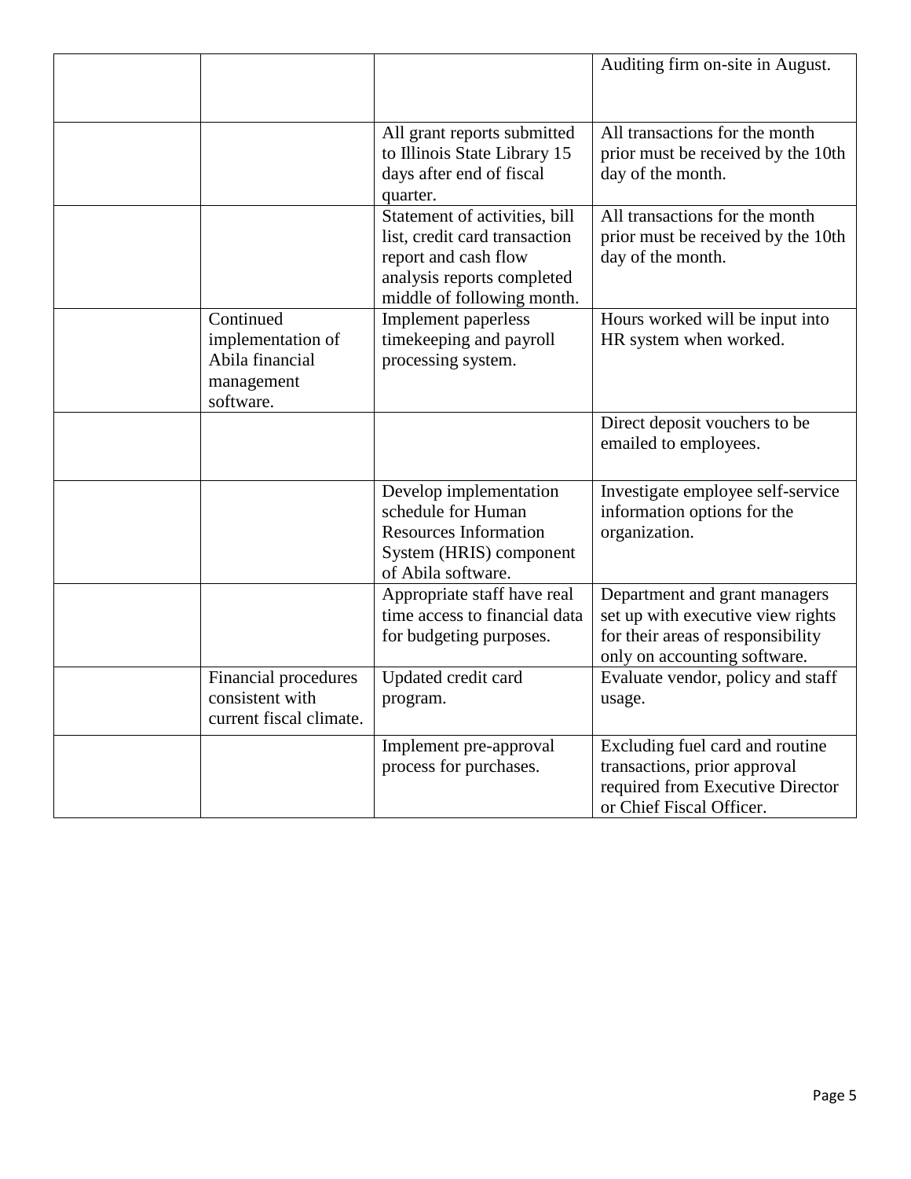| | | | |
|---|---|---|---|
| | | | Auditing firm on-site in August. |
| | | All grant reports submitted to Illinois State Library 15 days after end of fiscal quarter. | All transactions for the month prior must be received by the 10th day of the month. |
| | | Statement of activities, bill list, credit card transaction report and cash flow analysis reports completed middle of following month. | All transactions for the month prior must be received by the 10th day of the month. |
| | Continued implementation of Abila financial management software. | Implement paperless timekeeping and payroll processing system. | Hours worked will be input into HR system when worked. |
| | | | Direct deposit vouchers to be emailed to employees. |
| | | Develop implementation schedule for Human Resources Information System (HRIS) component of Abila software. | Investigate employee self-service information options for the organization. |
| | | Appropriate staff have real time access to financial data for budgeting purposes. | Department and grant managers set up with executive view rights for their areas of responsibility only on accounting software. |
| | Financial procedures consistent with current fiscal climate. | Updated credit card program. | Evaluate vendor, policy and staff usage. |
| | | Implement pre-approval process for purchases. | Excluding fuel card and routine transactions, prior approval required from Executive Director or Chief Fiscal Officer. |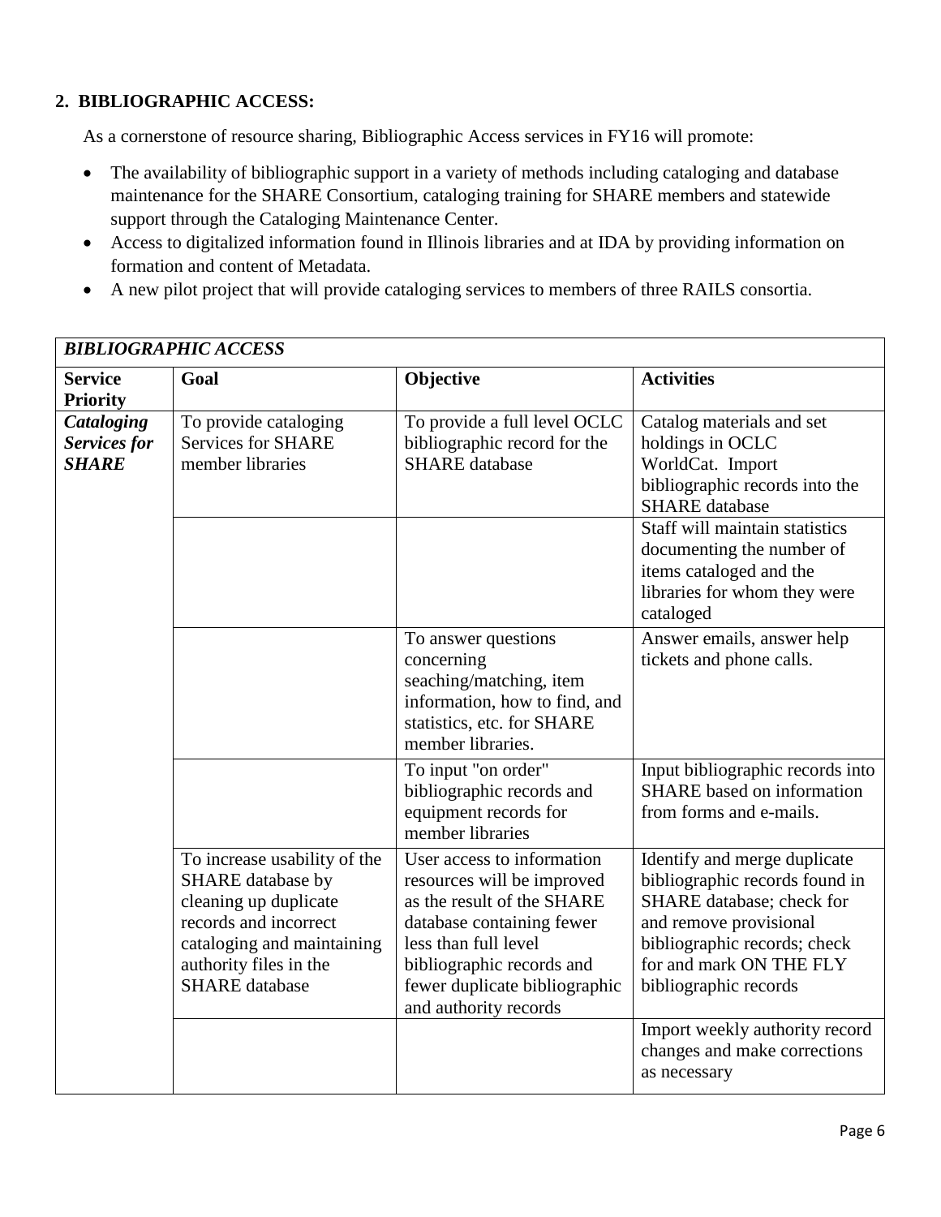## 2. BIBLIOGRAPHIC ACCESS:

As a cornerstone of resource sharing, Bibliographic Access services in FY16 will promote:

- The availability of bibliographic support in a variety of methods including cataloging and database maintenance for the SHARE Consortium, cataloging training for SHARE members and statewide support through the Cataloging Maintenance Center.
- Access to digitalized information found in Illinois libraries and at IDA by providing information on formation and content of Metadata.
- A new pilot project that will provide cataloging services to members of three RAILS consortia.

| ***BIBLIOGRAPHIC ACCESS*** | | | |
|---|---|---|---|
| **Service Priority** | **Goal** | **Objective** | **Activities** |
| ***Cataloging Services for SHARE*** | To provide cataloging Services for SHARE member libraries | To provide a full level OCLC bibliographic record for the SHARE database | Catalog materials and set holdings in OCLC WorldCat. Import bibliographic records into the SHARE database |
| | | | Staff will maintain statistics documenting the number of items cataloged and the libraries for whom they were cataloged |
| | | To answer questions concerning seaching/matching, item information, how to find, and statistics, etc. for SHARE member libraries. | Answer emails, answer help tickets and phone calls. |
| | | To input "on order" bibliographic records and equipment records for member libraries | Input bibliographic records into SHARE based on information from forms and e-mails. |
| | To increase usability of the SHARE database by cleaning up duplicate records and incorrect cataloging and maintaining authority files in the SHARE database | User access to information resources will be improved as the result of the SHARE database containing fewer less than full level bibliographic records and fewer duplicate bibliographic and authority records | Identify and merge duplicate bibliographic records found in SHARE database; check for and remove provisional bibliographic records; check for and mark ON THE FLY bibliographic records |
| | | | Import weekly authority record changes and make corrections as necessary |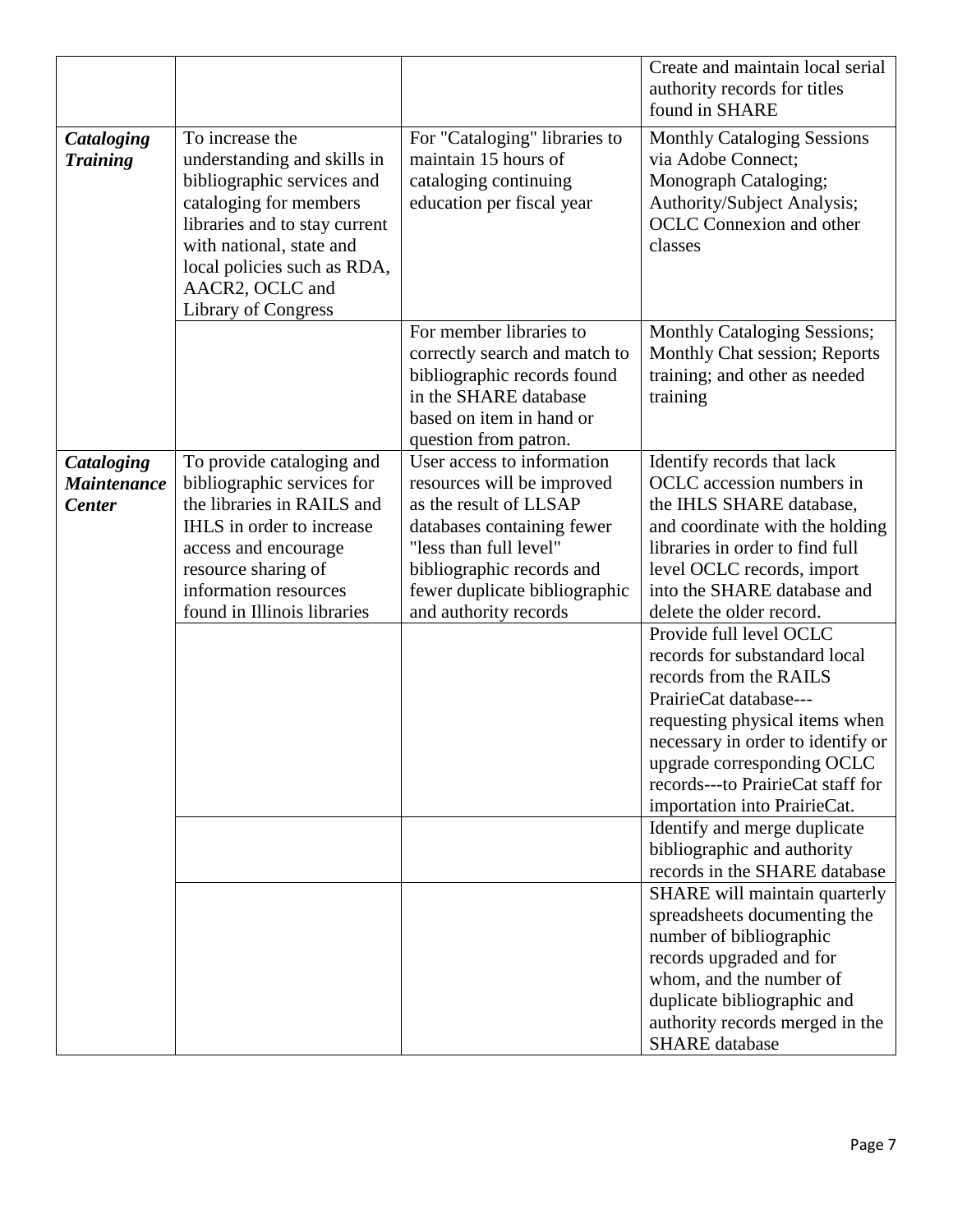| | | | |
|---|---|---|---|
| | | | Create and maintain local serial authority records for titles found in SHARE |
| ***Cataloging Training*** | To increase the understanding and skills in bibliographic services and cataloging for members libraries and to stay current with national, state and local policies such as RDA, AACR2, OCLC and Library of Congress | For "Cataloging" libraries to maintain 15 hours of cataloging continuing education per fiscal year | Monthly Cataloging Sessions via Adobe Connect; Monograph Cataloging; Authority/Subject Analysis; OCLC Connexion and other classes |
| | | For member libraries to correctly search and match to bibliographic records found in the SHARE database based on item in hand or question from patron. | Monthly Cataloging Sessions; Monthly Chat session; Reports training; and other as needed training |
| ***Cataloging Maintenance Center*** | To provide cataloging and bibliographic services for the libraries in RAILS and IHLS in order to increase access and encourage resource sharing of information resources found in Illinois libraries | User access to information resources will be improved as the result of LLSAP databases containing fewer "less than full level" bibliographic records and fewer duplicate bibliographic and authority records | Identify records that lack OCLC accession numbers in the IHLS SHARE database, and coordinate with the holding libraries in order to find full level OCLC records, import into the SHARE database and delete the older record. |
| | | | Provide full level OCLC records for substandard local records from the RAILS PrairieCat database---requesting physical items when necessary in order to identify or upgrade corresponding OCLC records---to PrairieCat staff for importation into PrairieCat. |
| | | | Identify and merge duplicate bibliographic and authority records in the SHARE database |
| | | | SHARE will maintain quarterly spreadsheets documenting the number of bibliographic records upgraded and for whom, and the number of duplicate bibliographic and authority records merged in the SHARE database |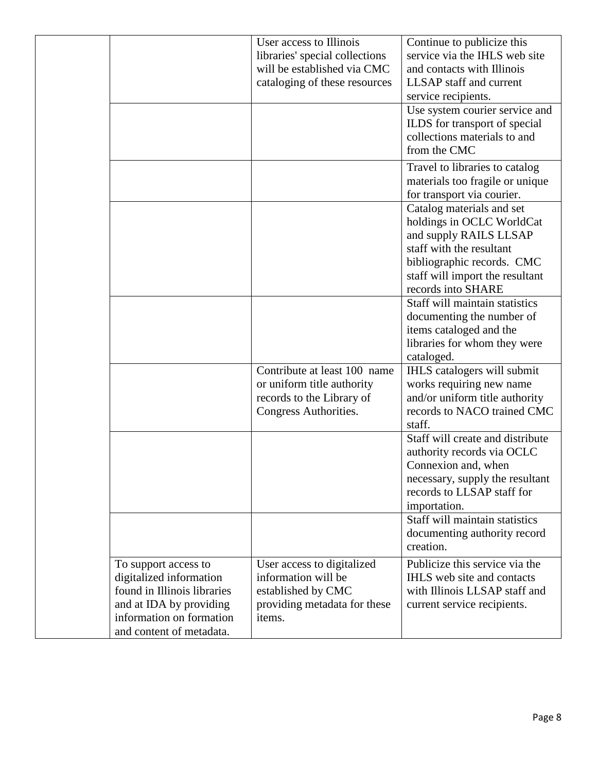| | | | |
|---|---|---|---|
| | | User access to Illinois libraries' special collections will be established via CMC cataloging of these resources | Continue to publicize this service via the IHLS web site and contacts with Illinois LLSAP staff and current service recipients. |
| | | | Use system courier service and ILDS for transport of special collections materials to and from the CMC |
| | | | Travel to libraries to catalog materials too fragile or unique for transport via courier. |
| | | | Catalog materials and set holdings in OCLC WorldCat and supply RAILS LLSAP staff with the resultant bibliographic records. CMC staff will import the resultant records into SHARE |
| | | | Staff will maintain statistics documenting the number of items cataloged and the libraries for whom they were cataloged. |
| | | Contribute at least 100 name or uniform title authority records to the Library of Congress Authorities. | IHLS catalogers will submit works requiring new name and/or uniform title authority records to NACO trained CMC staff. |
| | | | Staff will create and distribute authority records via OCLC Connexion and, when necessary, supply the resultant records to LLSAP staff for importation. |
| | | | Staff will maintain statistics documenting authority record creation. |
| | To support access to digitalized information found in Illinois libraries and at IDA by providing information on formation and content of metadata. | User access to digitalized information will be established by CMC providing metadata for these items. | Publicize this service via the IHLS web site and contacts with Illinois LLSAP staff and current service recipients. |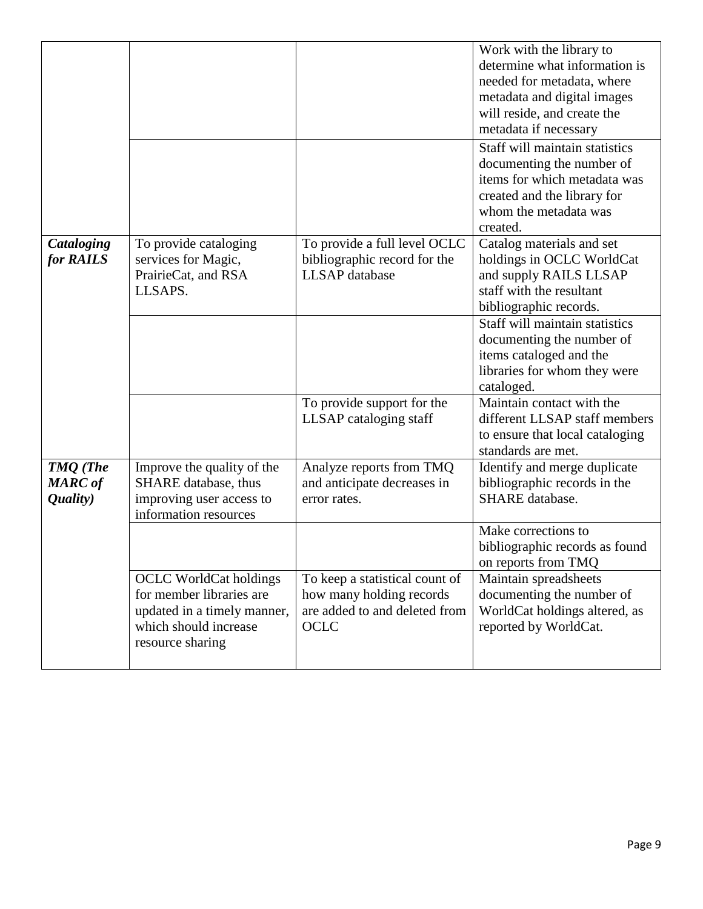| | | | |
|---|---|---|---|
| | | | Work with the library to determine what information is needed for metadata, where metadata and digital images will reside, and create the metadata if necessary |
| | | | Staff will maintain statistics documenting the number of items for which metadata was created and the library for whom the metadata was created. |
| ***Cataloging for RAILS*** | To provide cataloging services for Magic, PrairieCat, and RSA LLSAPS. | To provide a full level OCLC bibliographic record for the LLSAP database | Catalog materials and set holdings in OCLC WorldCat and supply RAILS LLSAP staff with the resultant bibliographic records. |
| | | | Staff will maintain statistics documenting the number of items cataloged and the libraries for whom they were cataloged. |
| | | To provide support for the LLSAP cataloging staff | Maintain contact with the different LLSAP staff members to ensure that local cataloging standards are met. |
| ***TMQ (The MARC of Quality)*** | Improve the quality of the SHARE database, thus improving user access to information resources | Analyze reports from TMQ and anticipate decreases in error rates. | Identify and merge duplicate bibliographic records in the SHARE database. |
| | | | Make corrections to bibliographic records as found on reports from TMQ |
| | OCLC WorldCat holdings for member libraries are updated in a timely manner, which should increase resource sharing | To keep a statistical count of how many holding records are added to and deleted from OCLC | Maintain spreadsheets documenting the number of WorldCat holdings altered, as reported by WorldCat. |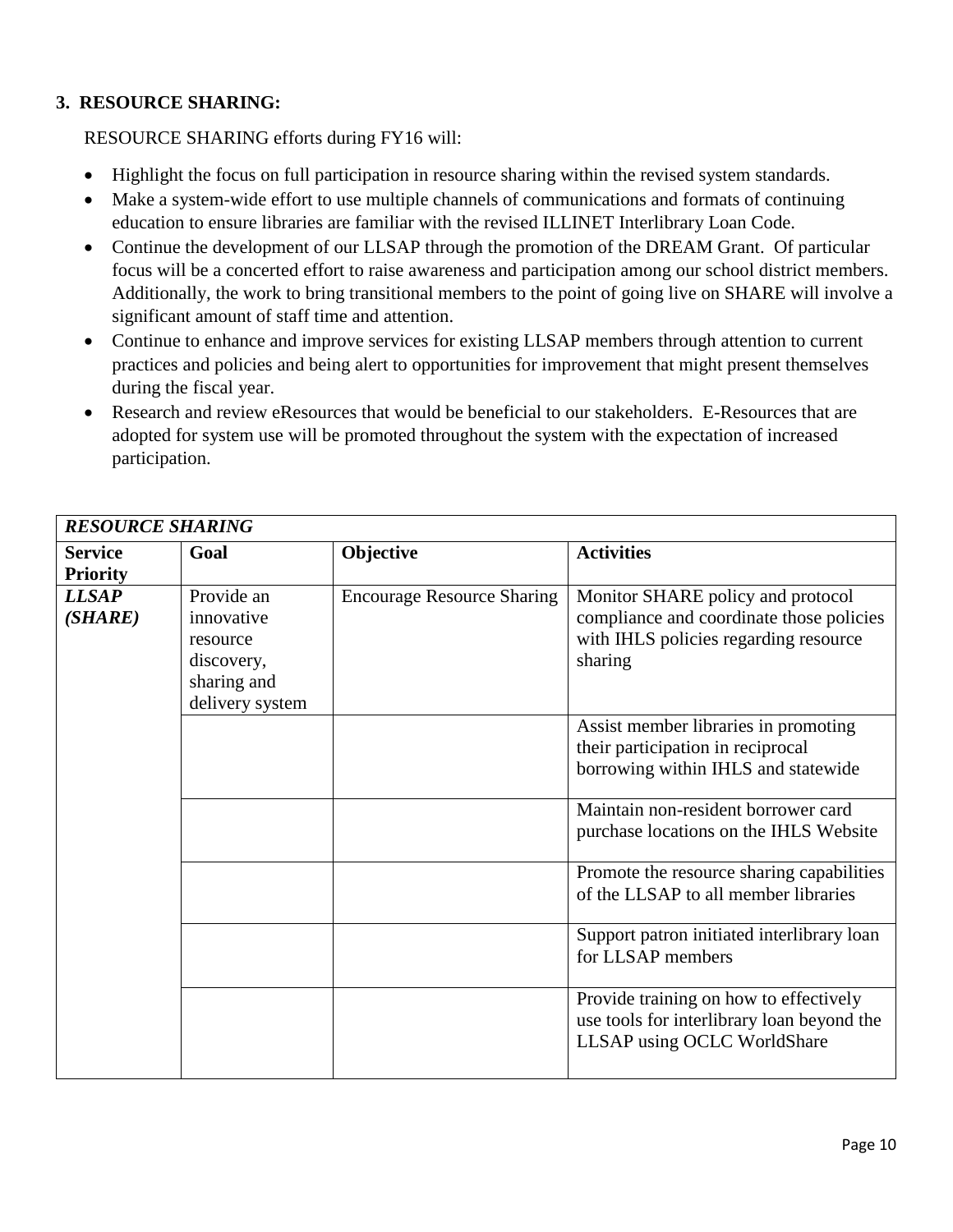### 3. RESOURCE SHARING:

RESOURCE SHARING efforts during FY16 will:

- Highlight the focus on full participation in resource sharing within the revised system standards.
- Make a system-wide effort to use multiple channels of communications and formats of continuing education to ensure libraries are familiar with the revised ILLINET Interlibrary Loan Code.
- Continue the development of our LLSAP through the promotion of the DREAM Grant. Of particular focus will be a concerted effort to raise awareness and participation among our school district members. Additionally, the work to bring transitional members to the point of going live on SHARE will involve a significant amount of staff time and attention.
- Continue to enhance and improve services for existing LLSAP members through attention to current practices and policies and being alert to opportunities for improvement that might present themselves during the fiscal year.
- Research and review eResources that would be beneficial to our stakeholders. E-Resources that are adopted for system use will be promoted throughout the system with the expectation of increased participation.

| *RESOURCE SHARING* | | | |
|---|---|---|---|
| **Service Priority** | **Goal** | **Objective** | **Activities** |
| ***LLSAP (SHARE)*** | Provide an innovative resource discovery, sharing and delivery system | Encourage Resource Sharing | Monitor SHARE policy and protocol compliance and coordinate those policies with IHLS policies regarding resource sharing |
| | | | Assist member libraries in promoting their participation in reciprocal borrowing within IHLS and statewide |
| | | | Maintain non-resident borrower card purchase locations on the IHLS Website |
| | | | Promote the resource sharing capabilities of the LLSAP to all member libraries |
| | | | Support patron initiated interlibrary loan for LLSAP members |
| | | | Provide training on how to effectively use tools for interlibrary loan beyond the LLSAP using OCLC WorldShare |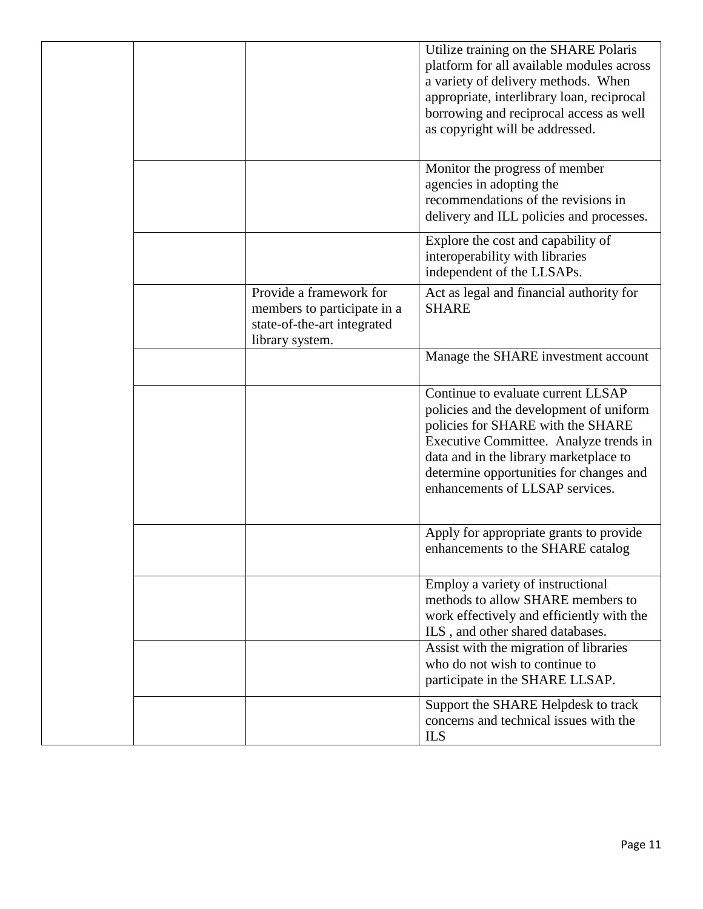| | | | |
|---|---|---|---|
| | | | Utilize training on the SHARE Polaris platform for all available modules across a variety of delivery methods. When appropriate, interlibrary loan, reciprocal borrowing and reciprocal access as well as copyright will be addressed. |
| | | | Monitor the progress of member agencies in adopting the recommendations of the revisions in delivery and ILL policies and processes. |
| | | | Explore the cost and capability of interoperability with libraries independent of the LLSAPs. |
| | | Provide a framework for members to participate in a state-of-the-art integrated library system. | Act as legal and financial authority for SHARE |
| | | | Manage the SHARE investment account |
| | | | Continue to evaluate current LLSAP policies and the development of uniform policies for SHARE with the SHARE Executive Committee. Analyze trends in data and in the library marketplace to determine opportunities for changes and enhancements of LLSAP services. |
| | | | Apply for appropriate grants to provide enhancements to the SHARE catalog |
| | | | Employ a variety of instructional methods to allow SHARE members to work effectively and efficiently with the ILS , and other shared databases. |
| | | | Assist with the migration of libraries who do not wish to continue to participate in the SHARE LLSAP. |
| | | | Support the SHARE Helpdesk to track concerns and technical issues with the ILS |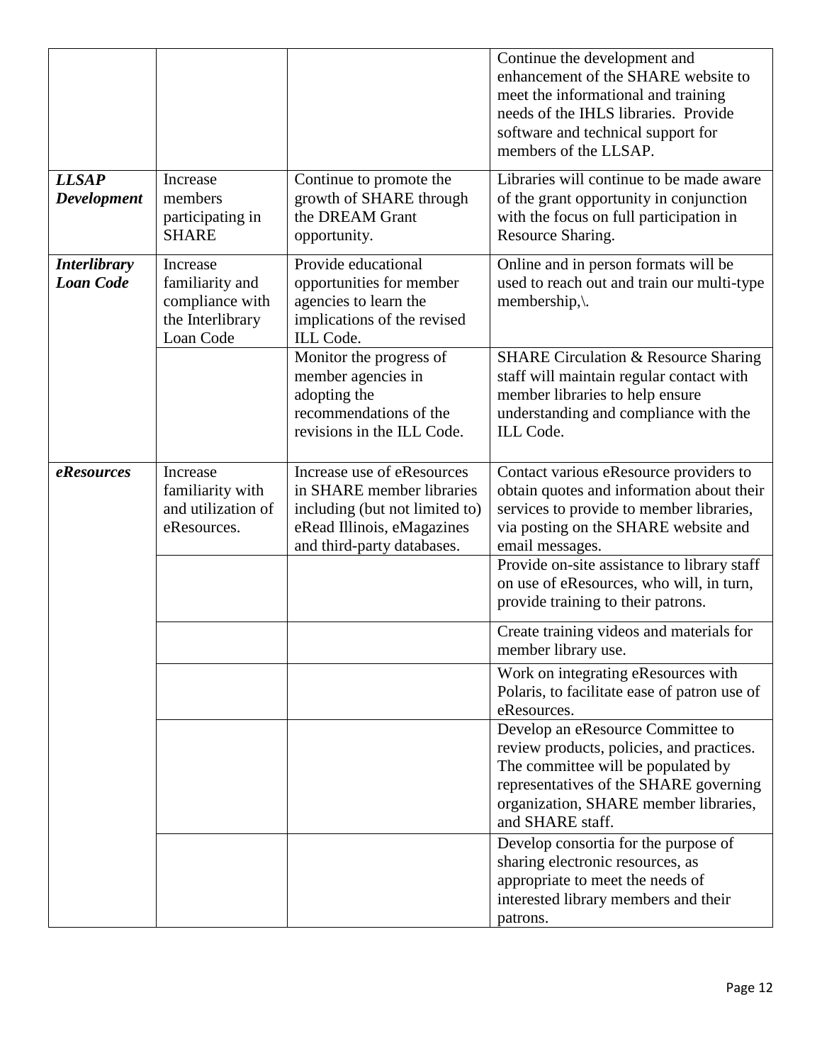| | | | |
|---|---|---|---|
| | | | Continue the development and enhancement of the SHARE website to meet the informational and training needs of the IHLS libraries. Provide software and technical support for members of the LLSAP. |
| ***LLSAP Development*** | Increase members participating in SHARE | Continue to promote the growth of SHARE through the DREAM Grant opportunity. | Libraries will continue to be made aware of the grant opportunity in conjunction with the focus on full participation in Resource Sharing. |
| ***Interlibrary Loan Code*** | Increase familiarity and compliance with the Interlibrary Loan Code | Provide educational opportunities for member agencies to learn the implications of the revised ILL Code. | Online and in person formats will be used to reach out and train our multi-type membership,\. |
| | | Monitor the progress of member agencies in adopting the recommendations of the revisions in the ILL Code. | SHARE Circulation & Resource Sharing staff will maintain regular contact with member libraries to help ensure understanding and compliance with the ILL Code. |
| ***eResources*** | Increase familiarity with and utilization of eResources. | Increase use of eResources in SHARE member libraries including (but not limited to) eRead Illinois, eMagazines and third-party databases. | Contact various eResource providers to obtain quotes and information about their services to provide to member libraries, via posting on the SHARE website and email messages. |
| | | | Provide on-site assistance to library staff on use of eResources, who will, in turn, provide training to their patrons. |
| | | | Create training videos and materials for member library use. |
| | | | Work on integrating eResources with Polaris, to facilitate ease of patron use of eResources. |
| | | | Develop an eResource Committee to review products, policies, and practices. The committee will be populated by representatives of the SHARE governing organization, SHARE member libraries, and SHARE staff. |
| | | | Develop consortia for the purpose of sharing electronic resources, as appropriate to meet the needs of interested library members and their patrons. |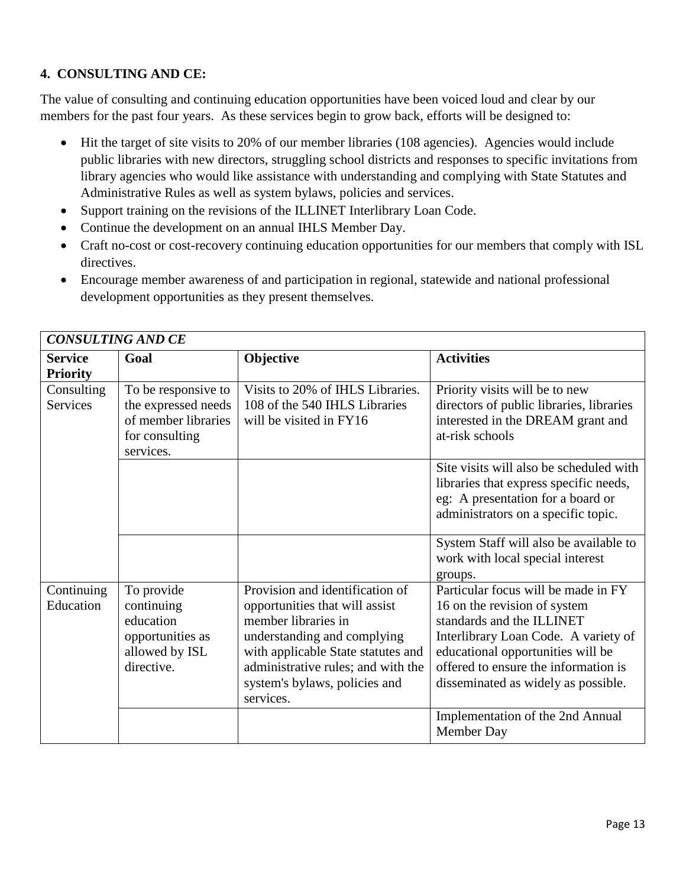### 4. CONSULTING AND CE:

The value of consulting and continuing education opportunities have been voiced loud and clear by our members for the past four years. As these services begin to grow back, efforts will be designed to:

- Hit the target of site visits to 20% of our member libraries (108 agencies). Agencies would include public libraries with new directors, struggling school districts and responses to specific invitations from library agencies who would like assistance with understanding and complying with State Statutes and Administrative Rules as well as system bylaws, policies and services.
- Support training on the revisions of the ILLINET Interlibrary Loan Code.
- Continue the development on an annual IHLS Member Day.
- Craft no-cost or cost-recovery continuing education opportunities for our members that comply with ISL directives.
- Encourage member awareness of and participation in regional, statewide and national professional development opportunities as they present themselves.

| ***CONSULTING AND CE*** | | | |
|---|---|---|---|
| **Service Priority** | **Goal** | **Objective** | **Activities** |
| Consulting Services | To be responsive to the expressed needs of member libraries for consulting services. | Visits to 20% of IHLS Libraries. 108 of the 540 IHLS Libraries will be visited in FY16 | Priority visits will be to new directors of public libraries, libraries interested in the DREAM grant and at-risk schools |
| | | | Site visits will also be scheduled with libraries that express specific needs, eg: A presentation for a board or administrators on a specific topic. |
| | | | System Staff will also be available to work with local special interest groups. |
| Continuing Education | To provide continuing education opportunities as allowed by ISL directive. | Provision and identification of opportunities that will assist member libraries in understanding and complying with applicable State statutes and administrative rules; and with the system's bylaws, policies and services. | Particular focus will be made in FY 16 on the revision of system standards and the ILLINET Interlibrary Loan Code. A variety of educational opportunities will be offered to ensure the information is disseminated as widely as possible. |
| | | | Implementation of the 2nd Annual Member Day |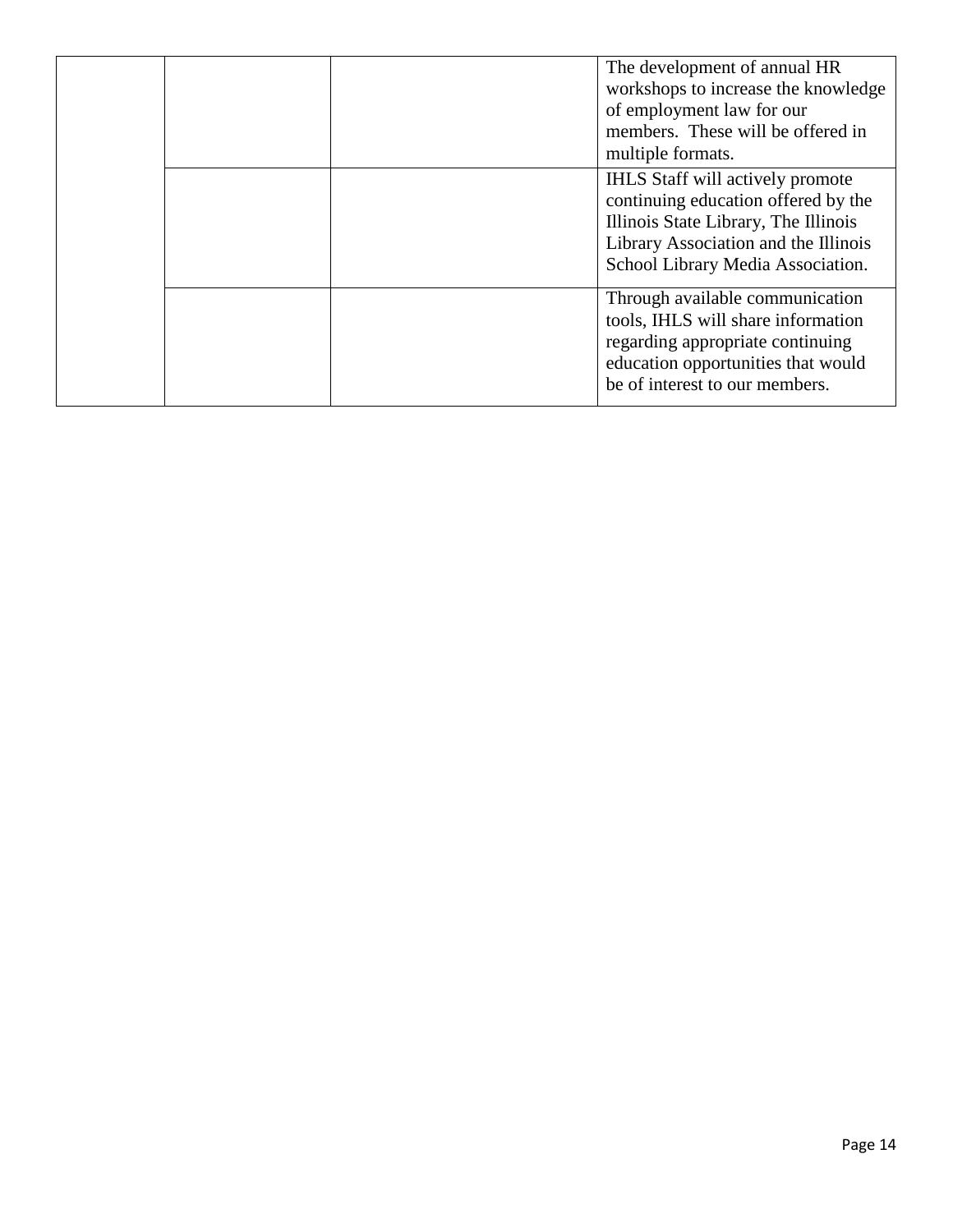| | | | |
|---|---|---|---|
| | | | The development of annual HR workshops to increase the knowledge of employment law for our members. These will be offered in multiple formats. |
| | | | IHLS Staff will actively promote continuing education offered by the Illinois State Library, The Illinois Library Association and the Illinois School Library Media Association. |
| | | | Through available communication tools, IHLS will share information regarding appropriate continuing education opportunities that would be of interest to our members. |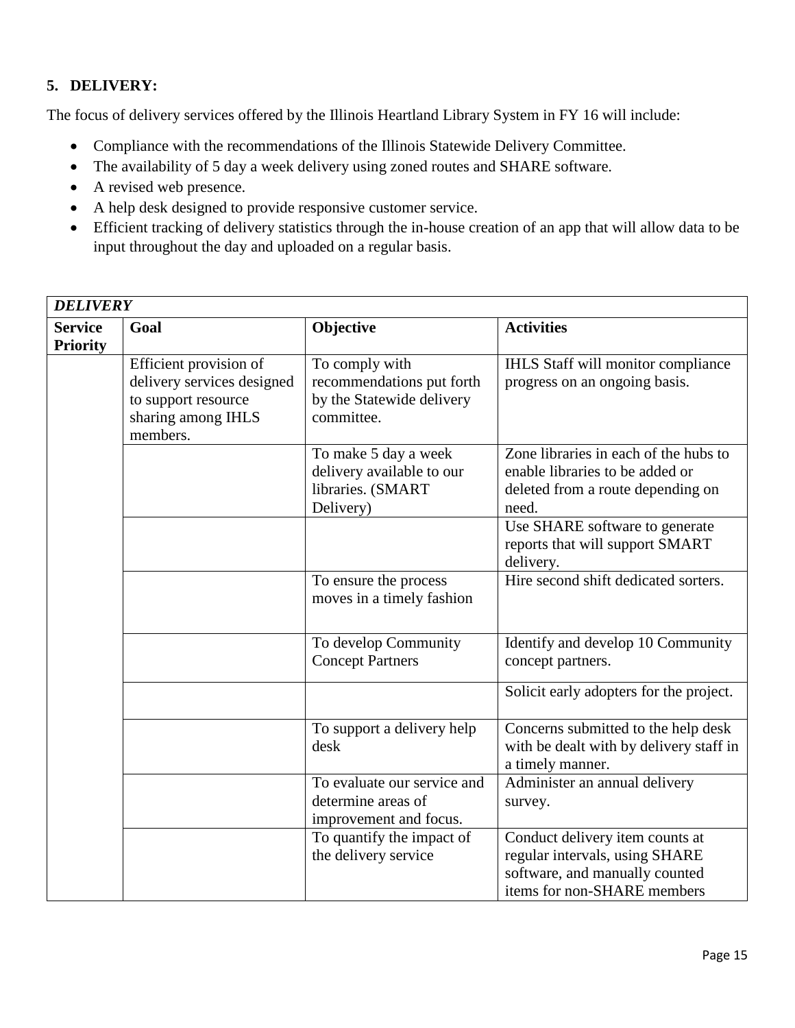### 5. DELIVERY:

The focus of delivery services offered by the Illinois Heartland Library System in FY 16 will include:

- Compliance with the recommendations of the Illinois Statewide Delivery Committee.
- The availability of 5 day a week delivery using zoned routes and SHARE software.
- A revised web presence.
- A help desk designed to provide responsive customer service.
- Efficient tracking of delivery statistics through the in-house creation of an app that will allow data to be input throughout the day and uploaded on a regular basis.

| ***DELIVERY*** | | | |
|---|---|---|---|
| **Service Priority** | **Goal** | **Objective** | **Activities** |
| | Efficient provision of delivery services designed to support resource sharing among IHLS members. | To comply with recommendations put forth by the Statewide delivery committee. | IHLS Staff will monitor compliance progress on an ongoing basis. |
| | | To make 5 day a week delivery available to our libraries. (SMART Delivery) | Zone libraries in each of the hubs to enable libraries to be added or deleted from a route depending on need. |
| | | | Use SHARE software to generate reports that will support SMART delivery. |
| | | To ensure the process moves in a timely fashion | Hire second shift dedicated sorters. |
| | | To develop Community Concept Partners | Identify and develop 10 Community concept partners. |
| | | | Solicit early adopters for the project. |
| | | To support a delivery help desk | Concerns submitted to the help desk with be dealt with by delivery staff in a timely manner. |
| | | To evaluate our service and determine areas of improvement and focus. | Administer an annual delivery survey. |
| | | To quantify the impact of the delivery service | Conduct delivery item counts at regular intervals, using SHARE software, and manually counted items for non-SHARE members |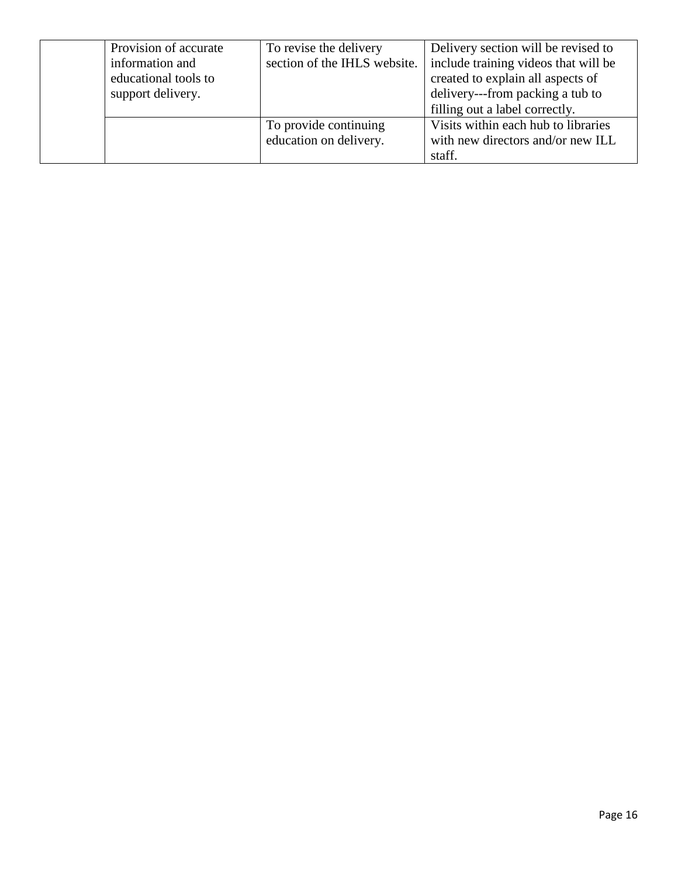| | | | |
|---|---|---|---|
| | Provision of accurate information and educational tools to support delivery. | To revise the delivery section of the IHLS website. | Delivery section will be revised to include training videos that will be created to explain all aspects of delivery---from packing a tub to filling out a label correctly. |
| | | To provide continuing education on delivery. | Visits within each hub to libraries with new directors and/or new ILL staff. |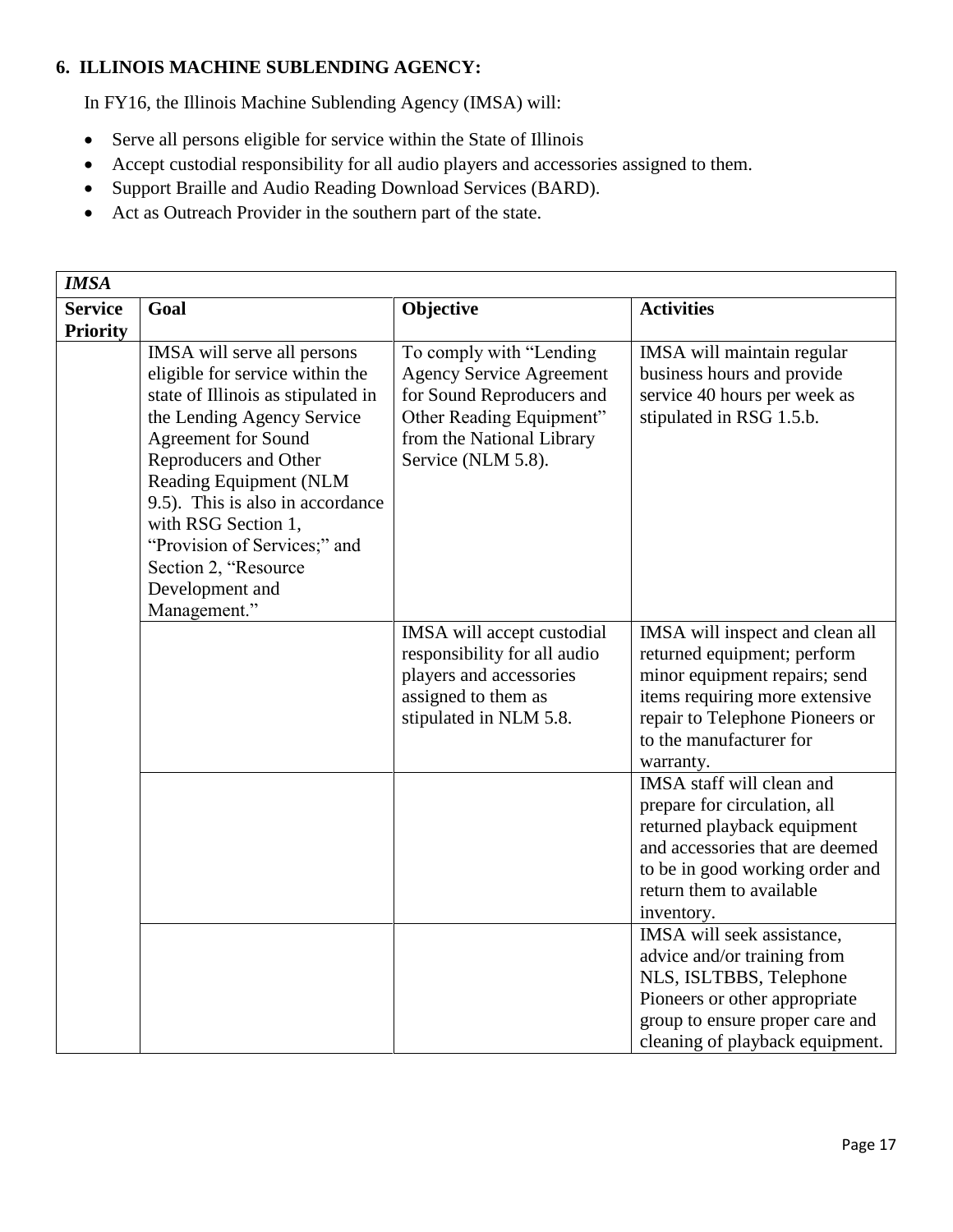**6. ILLINOIS MACHINE SUBLENDING AGENCY:**

In FY16, the Illinois Machine Sublending Agency (IMSA) will:

- Serve all persons eligible for service within the State of Illinois
- Accept custodial responsibility for all audio players and accessories assigned to them.
- Support Braille and Audio Reading Download Services (BARD).
- Act as Outreach Provider in the southern part of the state.

| *IMSA* | | | |
|---|---|---|---|
| **Service Priority** | **Goal** | **Objective** | **Activities** |
| | IMSA will serve all persons eligible for service within the state of Illinois as stipulated in the Lending Agency Service Agreement for Sound Reproducers and Other Reading Equipment (NLM 9.5). This is also in accordance with RSG Section 1, "Provision of Services;" and Section 2, "Resource Development and Management." | To comply with "Lending Agency Service Agreement for Sound Reproducers and Other Reading Equipment" from the National Library Service (NLM 5.8). | IMSA will maintain regular business hours and provide service 40 hours per week as stipulated in RSG 1.5.b. |
| | | IMSA will accept custodial responsibility for all audio players and accessories assigned to them as stipulated in NLM 5.8. | IMSA will inspect and clean all returned equipment; perform minor equipment repairs; send items requiring more extensive repair to Telephone Pioneers or to the manufacturer for warranty. |
| | | | IMSA staff will clean and prepare for circulation, all returned playback equipment and accessories that are deemed to be in good working order and return them to available inventory. |
| | | | IMSA will seek assistance, advice and/or training from NLS, ISLTBBS, Telephone Pioneers or other appropriate group to ensure proper care and cleaning of playback equipment. |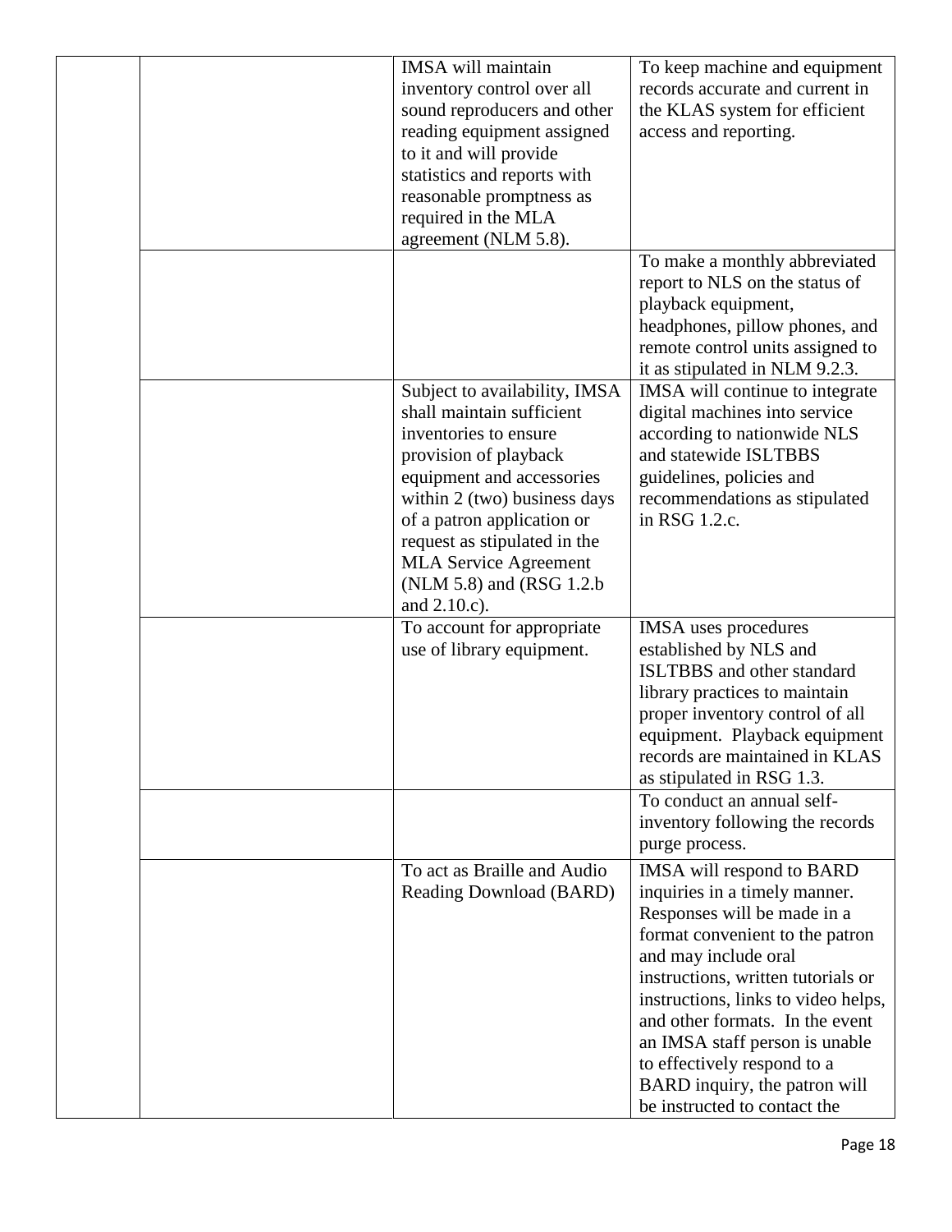| | | | |
|---|---|---|---|
| | | IMSA will maintain inventory control over all sound reproducers and other reading equipment assigned to it and will provide statistics and reports with reasonable promptness as required in the MLA agreement (NLM 5.8). | To keep machine and equipment records accurate and current in the KLAS system for efficient access and reporting. |
| | | | To make a monthly abbreviated report to NLS on the status of playback equipment, headphones, pillow phones, and remote control units assigned to it as stipulated in NLM 9.2.3. |
| | | Subject to availability, IMSA shall maintain sufficient inventories to ensure provision of playback equipment and accessories within 2 (two) business days of a patron application or request as stipulated in the MLA Service Agreement (NLM 5.8) and (RSG 1.2.b and 2.10.c). | IMSA will continue to integrate digital machines into service according to nationwide NLS and statewide ISLTBBS guidelines, policies and recommendations as stipulated in RSG 1.2.c. |
| | | To account for appropriate use of library equipment. | IMSA uses procedures established by NLS and ISLTBBS and other standard library practices to maintain proper inventory control of all equipment. Playback equipment records are maintained in KLAS as stipulated in RSG 1.3. |
| | | | To conduct an annual self-inventory following the records purge process. |
| | | To act as Braille and Audio Reading Download (BARD) | IMSA will respond to BARD inquiries in a timely manner. Responses will be made in a format convenient to the patron and may include oral instructions, written tutorials or instructions, links to video helps, and other formats. In the event an IMSA staff person is unable to effectively respond to a BARD inquiry, the patron will be instructed to contact the |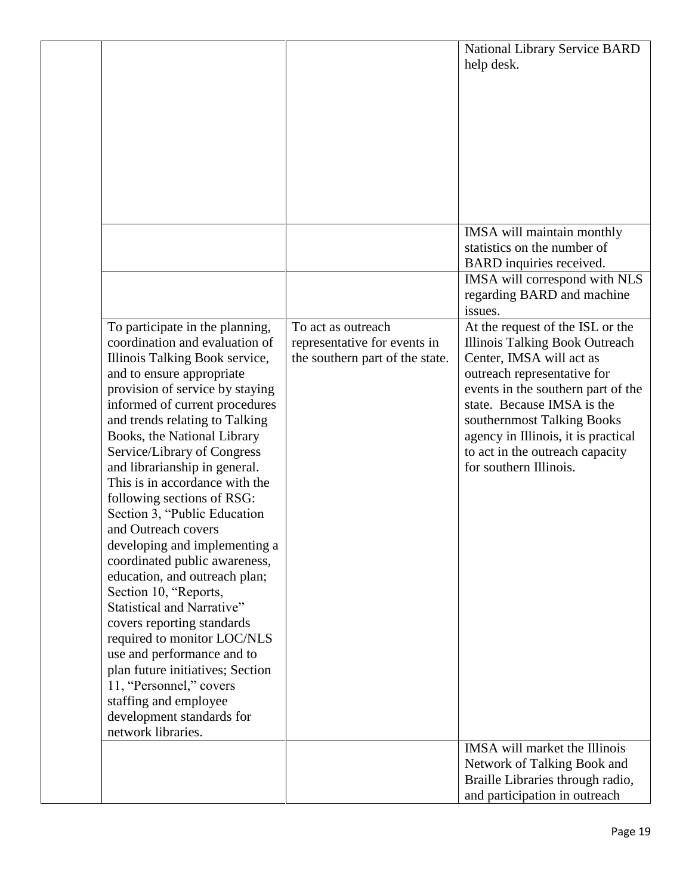| | | | |
|---|---|---|---|
| | | | National Library Service BARD help desk. |
| | | | IMSA will maintain monthly statistics on the number of BARD inquiries received. |
| | | | IMSA will correspond with NLS regarding BARD and machine issues. |
| | To participate in the planning, coordination and evaluation of Illinois Talking Book service, and to ensure appropriate provision of service by staying informed of current procedures and trends relating to Talking Books, the National Library Service/Library of Congress and librarianship in general. This is in accordance with the following sections of RSG: Section 3, "Public Education and Outreach covers developing and implementing a coordinated public awareness, education, and outreach plan; Section 10, "Reports, Statistical and Narrative" covers reporting standards required to monitor LOC/NLS use and performance and to plan future initiatives; Section 11, "Personnel," covers staffing and employee development standards for network libraries. | To act as outreach representative for events in the southern part of the state. | At the request of the ISL or the Illinois Talking Book Outreach Center, IMSA will act as outreach representative for events in the southern part of the state. Because IMSA is the southernmost Talking Books agency in Illinois, it is practical to act in the outreach capacity for southern Illinois. |
| | | | IMSA will market the Illinois Network of Talking Book and Braille Libraries through radio, and participation in outreach |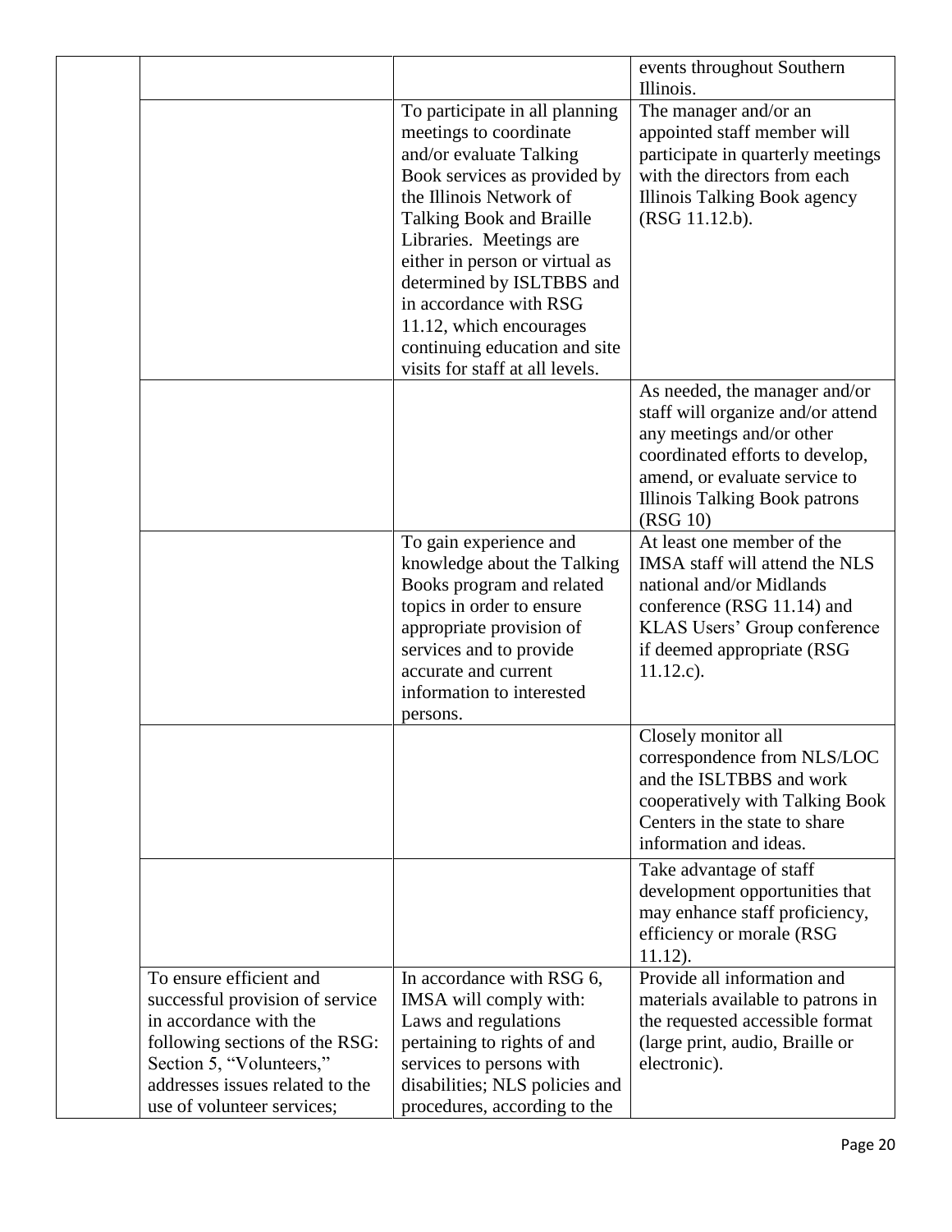| | | | |
|---|---|---|---|
| | | | events throughout Southern Illinois. |
| | | To participate in all planning meetings to coordinate and/or evaluate Talking Book services as provided by the Illinois Network of Talking Book and Braille Libraries. Meetings are either in person or virtual as determined by ISLTBBS and in accordance with RSG 11.12, which encourages continuing education and site visits for staff at all levels. | The manager and/or an appointed staff member will participate in quarterly meetings with the directors from each Illinois Talking Book agency (RSG 11.12.b). |
| | | | As needed, the manager and/or staff will organize and/or attend any meetings and/or other coordinated efforts to develop, amend, or evaluate service to Illinois Talking Book patrons (RSG 10) |
| | | To gain experience and knowledge about the Talking Books program and related topics in order to ensure appropriate provision of services and to provide accurate and current information to interested persons. | At least one member of the IMSA staff will attend the NLS national and/or Midlands conference (RSG 11.14) and KLAS Users' Group conference if deemed appropriate (RSG 11.12.c). |
| | | | Closely monitor all correspondence from NLS/LOC and the ISLTBBS and work cooperatively with Talking Book Centers in the state to share information and ideas. |
| | | | Take advantage of staff development opportunities that may enhance staff proficiency, efficiency or morale (RSG 11.12). |
| | To ensure efficient and successful provision of service in accordance with the following sections of the RSG: Section 5, "Volunteers," addresses issues related to the use of volunteer services; | In accordance with RSG 6, IMSA will comply with: Laws and regulations pertaining to rights of and services to persons with disabilities; NLS policies and procedures, according to the | Provide all information and materials available to patrons in the requested accessible format (large print, audio, Braille or electronic). |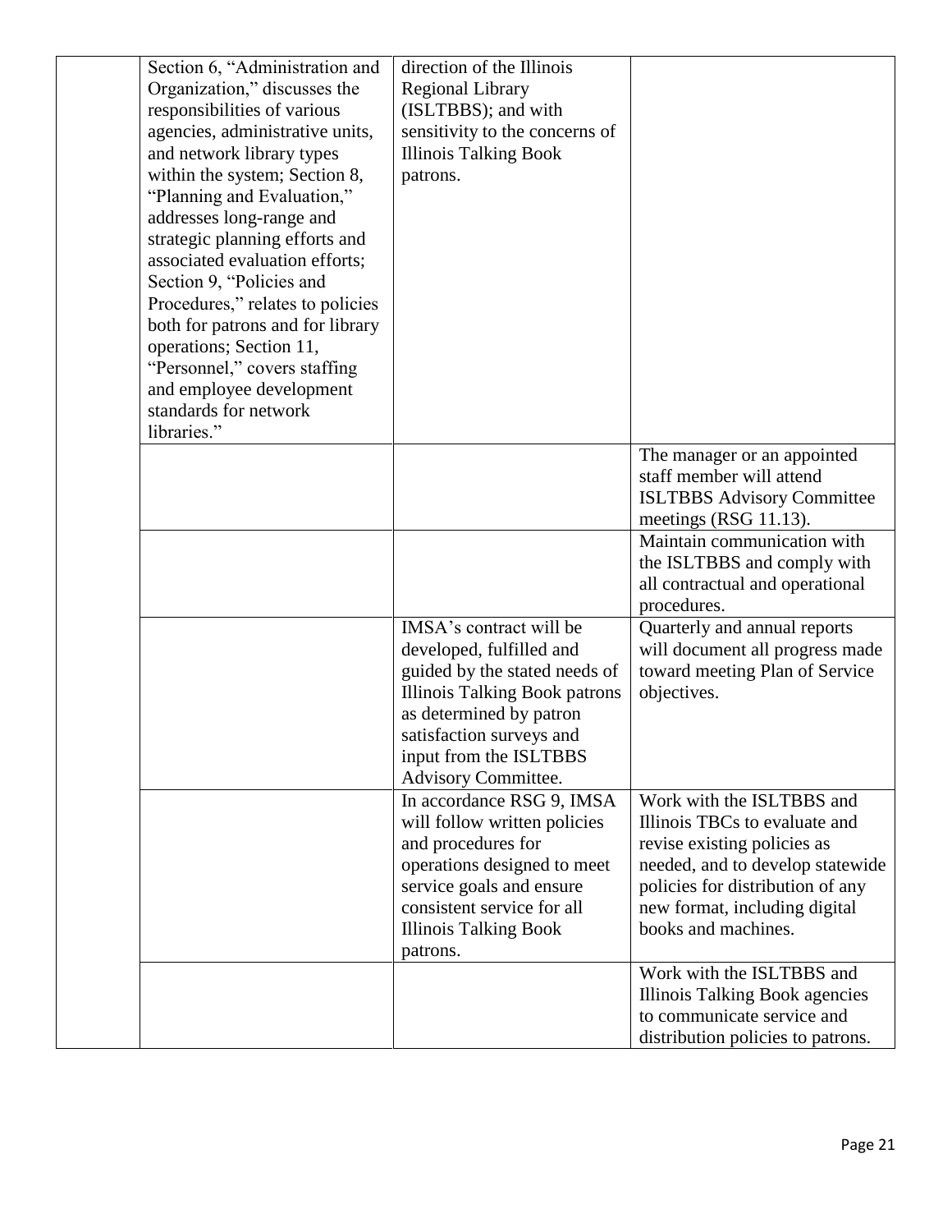| | | | |
|---|---|---|---|
| | Section 6, "Administration and Organization," discusses the responsibilities of various agencies, administrative units, and network library types within the system; Section 8, "Planning and Evaluation," addresses long-range and strategic planning efforts and associated evaluation efforts; Section 9, "Policies and Procedures," relates to policies both for patrons and for library operations; Section 11, "Personnel," covers staffing and employee development standards for network libraries." | direction of the Illinois Regional Library (ISLTBBS); and with sensitivity to the concerns of Illinois Talking Book patrons. | |
| | | | The manager or an appointed staff member will attend ISLTBBS Advisory Committee meetings (RSG 11.13). |
| | | | Maintain communication with the ISLTBBS and comply with all contractual and operational procedures. |
| | | IMSA's contract will be developed, fulfilled and guided by the stated needs of Illinois Talking Book patrons as determined by patron satisfaction surveys and input from the ISLTBBS Advisory Committee. | Quarterly and annual reports will document all progress made toward meeting Plan of Service objectives. |
| | | In accordance RSG 9, IMSA will follow written policies and procedures for operations designed to meet service goals and ensure consistent service for all Illinois Talking Book patrons. | Work with the ISLTBBS and Illinois TBCs to evaluate and revise existing policies as needed, and to develop statewide policies for distribution of any new format, including digital books and machines. |
| | | | Work with the ISLTBBS and Illinois Talking Book agencies to communicate service and distribution policies to patrons. |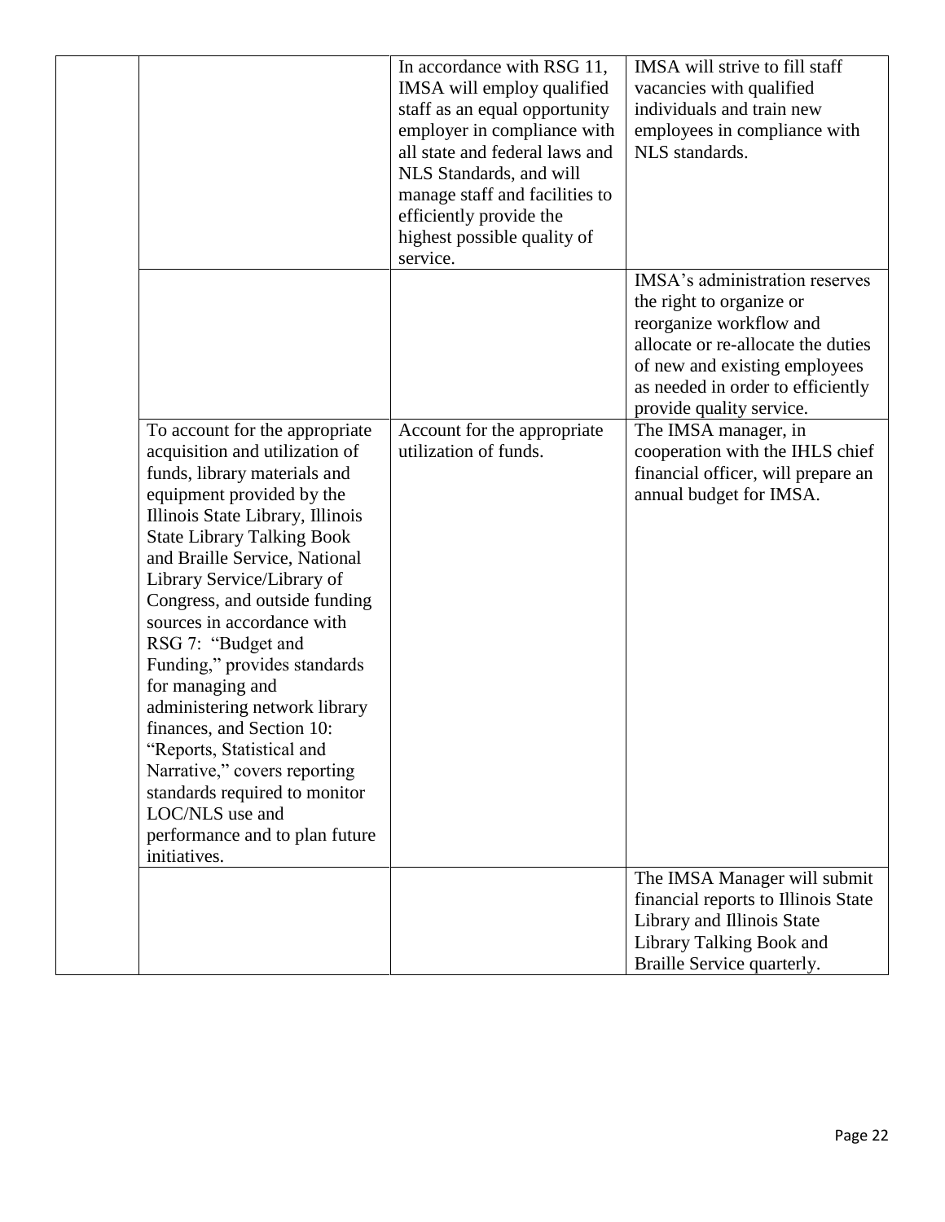| | | | |
|---|---|---|---|
| | | In accordance with RSG 11, IMSA will employ qualified staff as an equal opportunity employer in compliance with all state and federal laws and NLS Standards, and will manage staff and facilities to efficiently provide the highest possible quality of service. | IMSA will strive to fill staff vacancies with qualified individuals and train new employees in compliance with NLS standards. |
| | | | IMSA's administration reserves the right to organize or reorganize workflow and allocate or re-allocate the duties of new and existing employees as needed in order to efficiently provide quality service. |
| | To account for the appropriate acquisition and utilization of funds, library materials and equipment provided by the Illinois State Library, Illinois State Library Talking Book and Braille Service, National Library Service/Library of Congress, and outside funding sources in accordance with RSG 7: "Budget and Funding," provides standards for managing and administering network library finances, and Section 10: "Reports, Statistical and Narrative," covers reporting standards required to monitor LOC/NLS use and performance and to plan future initiatives. | Account for the appropriate utilization of funds. | The IMSA manager, in cooperation with the IHLS chief financial officer, will prepare an annual budget for IMSA. |
| | | | The IMSA Manager will submit financial reports to Illinois State Library and Illinois State Library Talking Book and Braille Service quarterly. |